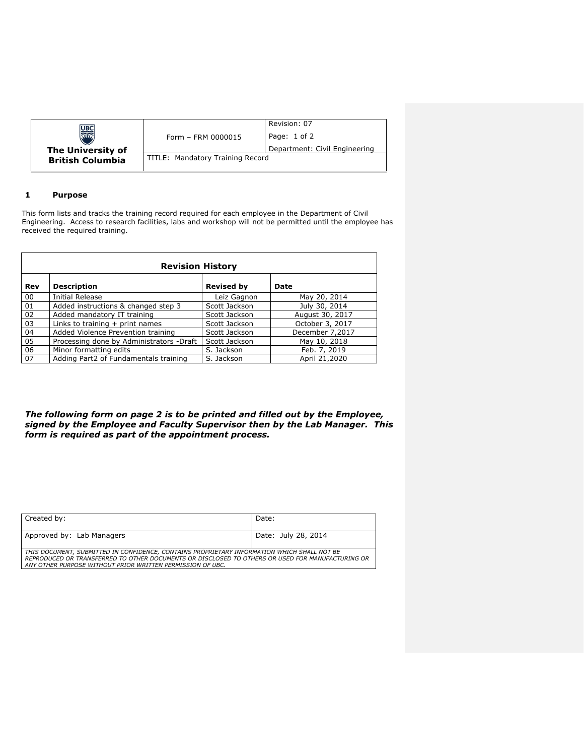| The University of British Columbia | Form – FRM 0000015 | Revision: 07 |
|---|---|---|
| | | Department: Civil Engineering |
| | TITLE: Mandatory Training Record | |

## 1 Purpose

This form lists and tracks the training record required for each employee in the Department of Civil Engineering. Access to research facilities, labs and workshop will not be permitted until the employee has received the required training.

**Revision History**

| Rev | Description | Revised by | Date |
|---|---|---|---|
| 00 | Initial Release | Leiz Gagnon | May 20, 2014 |
| 01 | Added instructions & changed step 3 | Scott Jackson | July 30, 2014 |
| 02 | Added mandatory IT training | Scott Jackson | August 30, 2017 |
| 03 | Links to training + print names | Scott Jackson | October 3, 2017 |
| 04 | Added Violence Prevention training | Scott Jackson | December 7,2017 |
| 05 | Processing done by Administrators -Draft | Scott Jackson | May 10, 2018 |
| 06 | Minor formatting edits | S. Jackson | Feb. 7, 2019 |
| 07 | Adding Part2 of Fundamentals training | S. Jackson | April 21,2020 |

***The following form on page 2 is to be printed and filled out by the Employee, signed by the Employee and Faculty Supervisor then by the Lab Manager. This form is required as part of the appointment process.***

| Created by: | Date: |
|---|---|
| Approved by: Lab Managers | Date: July 28, 2014 |

*THIS DOCUMENT, SUBMITTED IN CONFIDENCE, CONTAINS PROPRIETARY INFORMATION WHICH SHALL NOT BE REPRODUCED OR TRANSFERRED TO OTHER DOCUMENTS OR DISCLOSED TO OTHERS OR USED FOR MANUFACTURING OR ANY OTHER PURPOSE WITHOUT PRIOR WRITTEN PERMISSION OF UBC.*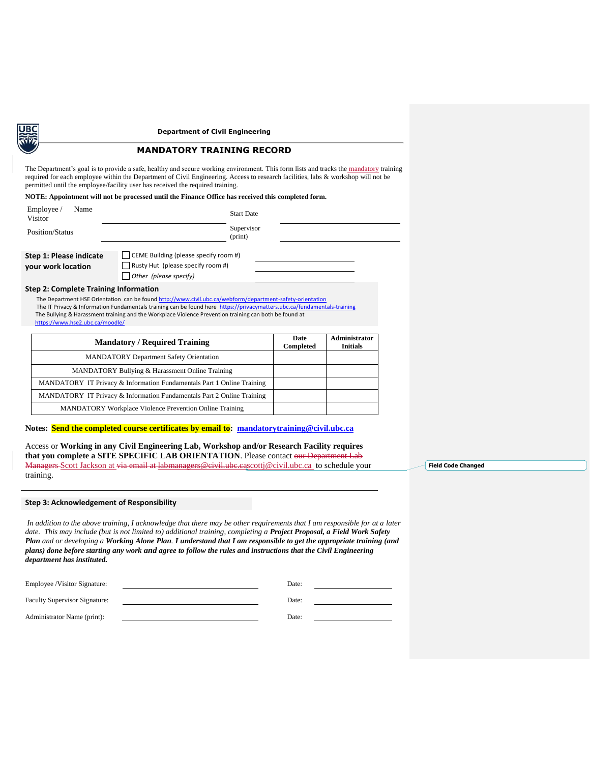**Department of Civil Engineering**

# MANDATORY TRAINING RECORD

The Department's goal is to provide a safe, healthy and secure working environment. This form lists and tracks the mandatory training required for each employee within the Department of Civil Engineering. Access to research facilities, labs & workshop will not be permitted until the employee/facility user has received the required training.

**NOTE: Appointment will not be processed until the Finance Office has received this completed form.**

| | | | |
|---|---|---|---|
| Employee / Visitor Name | ____________________ | Start Date | ____________________ |
| Position/Status | ____________________ | Supervisor (print) | ____________________ |

**Step 1: Please indicate your work location**

- ☐ CEME Building (please specify room #) ____________________
- ☐ Rusty Hut (please specify room #) ____________________
- ☐ *Other (please specify)* ____________________

**Step 2: Complete Training Information**

The Department HSE Orientation can be found http://www.civil.ubc.ca/webform/department-safety-orientation
The IT Privacy & Information Fundamentals training can be found here https://privacymatters.ubc.ca/fundamentals-training
The Bullying & Harassment training and the Workplace Violence Prevention training can both be found at https://www.hse2.ubc.ca/moodle/

| Mandatory / Required Training | Date Completed | Administrator Initials |
|---|---|---|
| MANDATORY Department Safety Orientation | | |
| MANDATORY Bullying & Harassment Online Training | | |
| MANDATORY IT Privacy & Information Fundamentals Part 1 Online Training | | |
| MANDATORY IT Privacy & Information Fundamentals Part 2 Online Training | | |
| MANDATORY Workplace Violence Prevention Online Training | | |

**Notes: Send the completed course certificates by email to: mandatorytraining@civil.ubc.ca**

Access or **Working in any Civil Engineering Lab, Workshop and/or Research Facility requires that you complete a SITE SPECIFIC LAB ORIENTATION**. Please contact ~~our Department Lab Managers~~ Scott Jackson at ~~via email at labmanagers@civil.ubc.ca~~scottj@civil.ubc.ca to schedule your training.

**Step 3: Acknowledgement of Responsibility**

*In addition to the above training, I acknowledge that there may be other requirements that I am responsible for at a later date. This may include (but is not limited to) additional training, completing a **Project Proposal, a Field Work Safety Plan** and or developing a **Working Alone Plan**. **I understand that I am responsible to get the appropriate training (and plans) done before starting any work and agree to follow the rules and instructions that the Civil Engineering department has instituted.***

| | | | |
|---|---|---|---|
| Employee /Visitor Signature: | ____________________ | Date: | ____________ |
| Faculty Supervisor Signature: | ____________________ | Date: | ____________ |
| Administrator Name (print): | ____________________ | Date: | ____________ |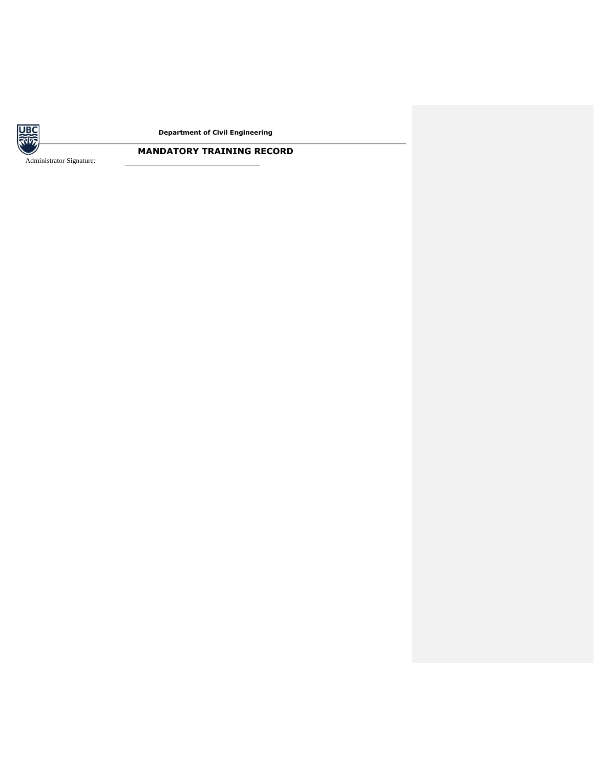**Department of Civil Engineering**

## MANDATORY TRAINING RECORD

Administrator Signature: \_\_\_\_\_\_\_\_\_\_\_\_\_\_\_\_\_\_\_\_\_\_\_\_\_\_\_\_\_\_